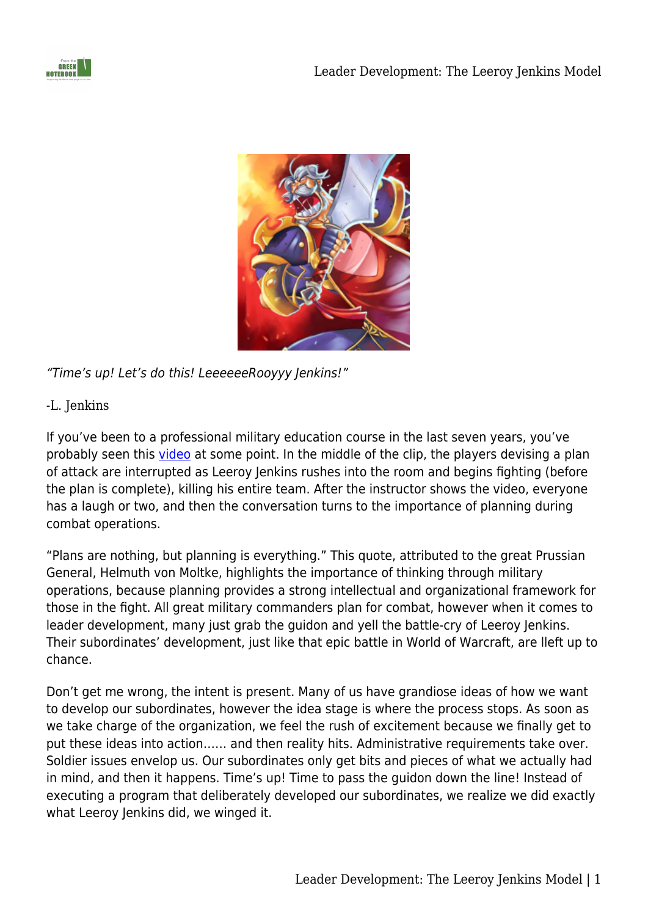*"Time's up! Let's do this! LeeeeeeRooyyy Jenkins!"*

-L. Jenkins

If you've been to a professional military education course in the last seven years, you've probably seen this [video](video) at some point. In the middle of the clip, the players devising a plan of attack are interrupted as Leeroy Jenkins rushes into the room and begins fighting (before the plan is complete), killing his entire team. After the instructor shows the video, everyone has a laugh or two, and then the conversation turns to the importance of planning during combat operations.

"Plans are nothing, but planning is everything." This quote, attributed to the great Prussian General, Helmuth von Moltke, highlights the importance of thinking through military operations, because planning provides a strong intellectual and organizational framework for those in the fight. All great military commanders plan for combat, however when it comes to leader development, many just grab the guidon and yell the battle-cry of Leeroy Jenkins. Their subordinates' development, just like that epic battle in World of Warcraft, are lleft up to chance.

Don't get me wrong, the intent is present. Many of us have grandiose ideas of how we want to develop our subordinates, however the idea stage is where the process stops. As soon as we take charge of the organization, we feel the rush of excitement because we finally get to put these ideas into action…… and then reality hits. Administrative requirements take over. Soldier issues envelop us. Our subordinates only get bits and pieces of what we actually had in mind, and then it happens. Time's up! Time to pass the guidon down the line! Instead of executing a program that deliberately developed our subordinates, we realize we did exactly what Leeroy Jenkins did, we winged it.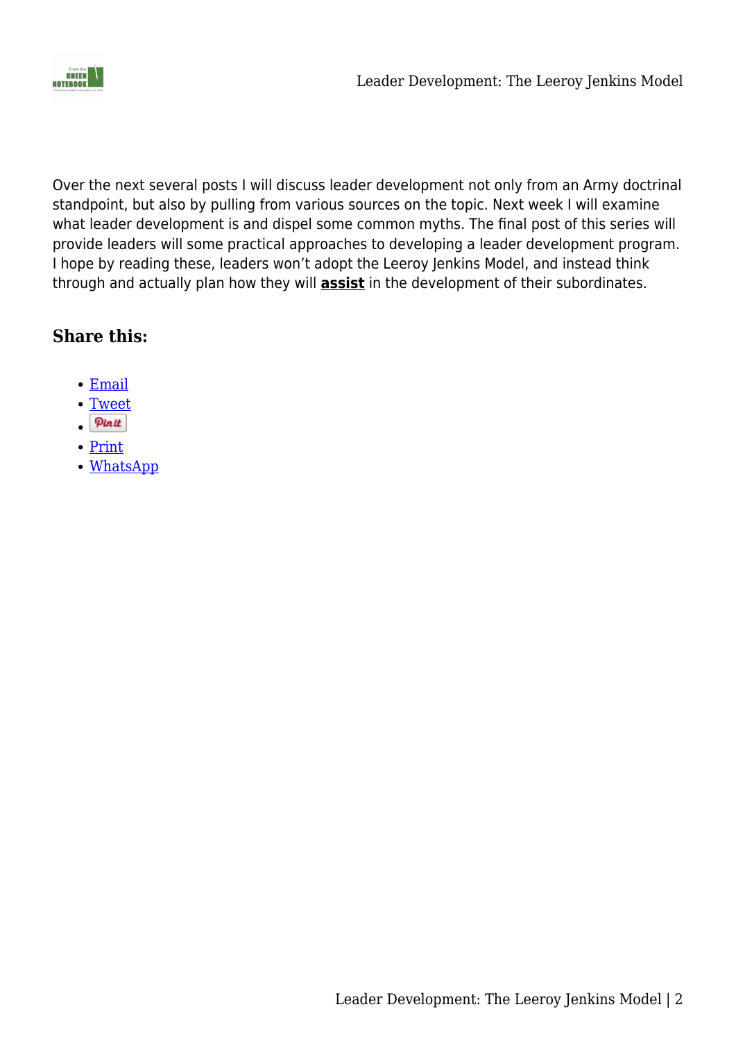Over the next several posts I will discuss leader development not only from an Army doctrinal standpoint, but also by pulling from various sources on the topic. Next week I will examine what leader development is and dispel some common myths. The final post of this series will provide leaders will some practical approaches to developing a leader development program. I hope by reading these, leaders won't adopt the Leeroy Jenkins Model, and instead think through and actually plan how they will **assist** in the development of their subordinates.

## Share this:

- Email
- Tweet
- Pin it
- Print
- WhatsApp